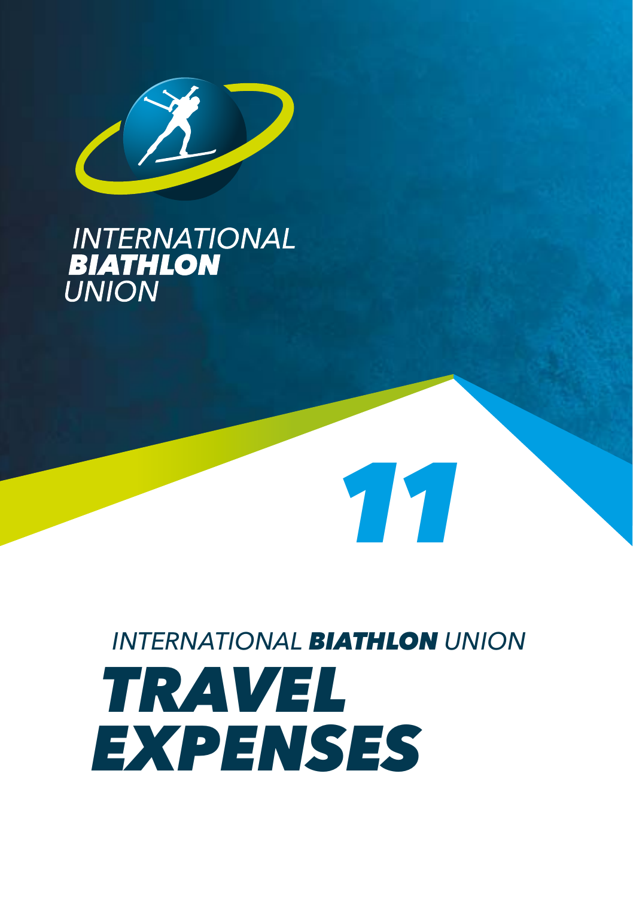INTERNATIONAL **BIATHLON** UNION

11

INTERNATIONAL **BIATHLON** UNION

# TRAVEL EXPENSES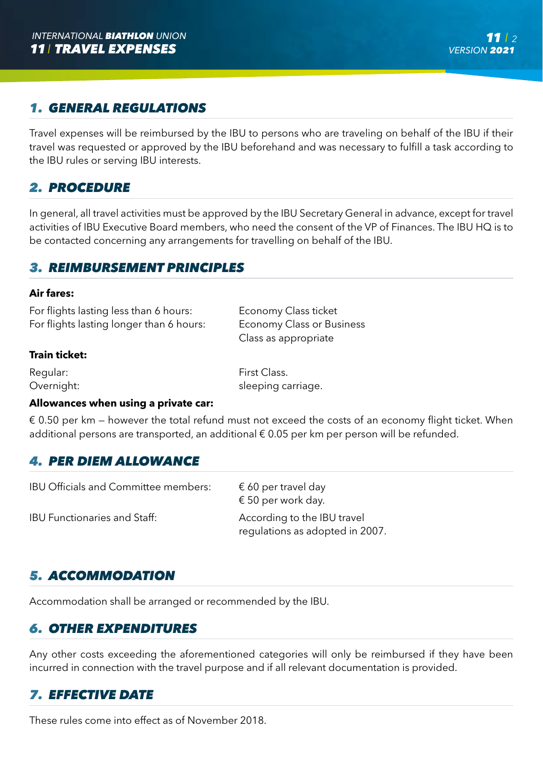## 1. GENERAL REGULATIONS

Travel expenses will be reimbursed by the IBU to persons who are traveling on behalf of the IBU if their travel was requested or approved by the IBU beforehand and was necessary to fulfill a task according to the IBU rules or serving IBU interests.

## 2. PROCEDURE

In general, all travel activities must be approved by the IBU Secretary General in advance, except for travel activities of IBU Executive Board members, who need the consent of the VP of Finances. The IBU HQ is to be contacted concerning any arrangements for travelling on behalf of the IBU.

## 3. REIMBURSEMENT PRINCIPLES

**Air fares:**

| | |
|---|---|
| For flights lasting less than 6 hours: | Economy Class ticket |
| For flights lasting longer than 6 hours: | Economy Class or Business Class as appropriate |

**Train ticket:**

| | |
|---|---|
| Regular: | First Class. |
| Overnight: | sleeping carriage. |

**Allowances when using a private car:**

€ 0.50 per km – however the total refund must not exceed the costs of an economy flight ticket. When additional persons are transported, an additional € 0.05 per km per person will be refunded.

## 4. PER DIEM ALLOWANCE

| | |
|---|---|
| IBU Officials and Committee members: | € 60 per travel day<br>€ 50 per work day. |
| IBU Functionaries and Staff: | According to the IBU travel regulations as adopted in 2007. |

## 5. ACCOMMODATION

Accommodation shall be arranged or recommended by the IBU.

## 6. OTHER EXPENDITURES

Any other costs exceeding the aforementioned categories will only be reimbursed if they have been incurred in connection with the travel purpose and if all relevant documentation is provided.

## 7. EFFECTIVE DATE

These rules come into effect as of November 2018.